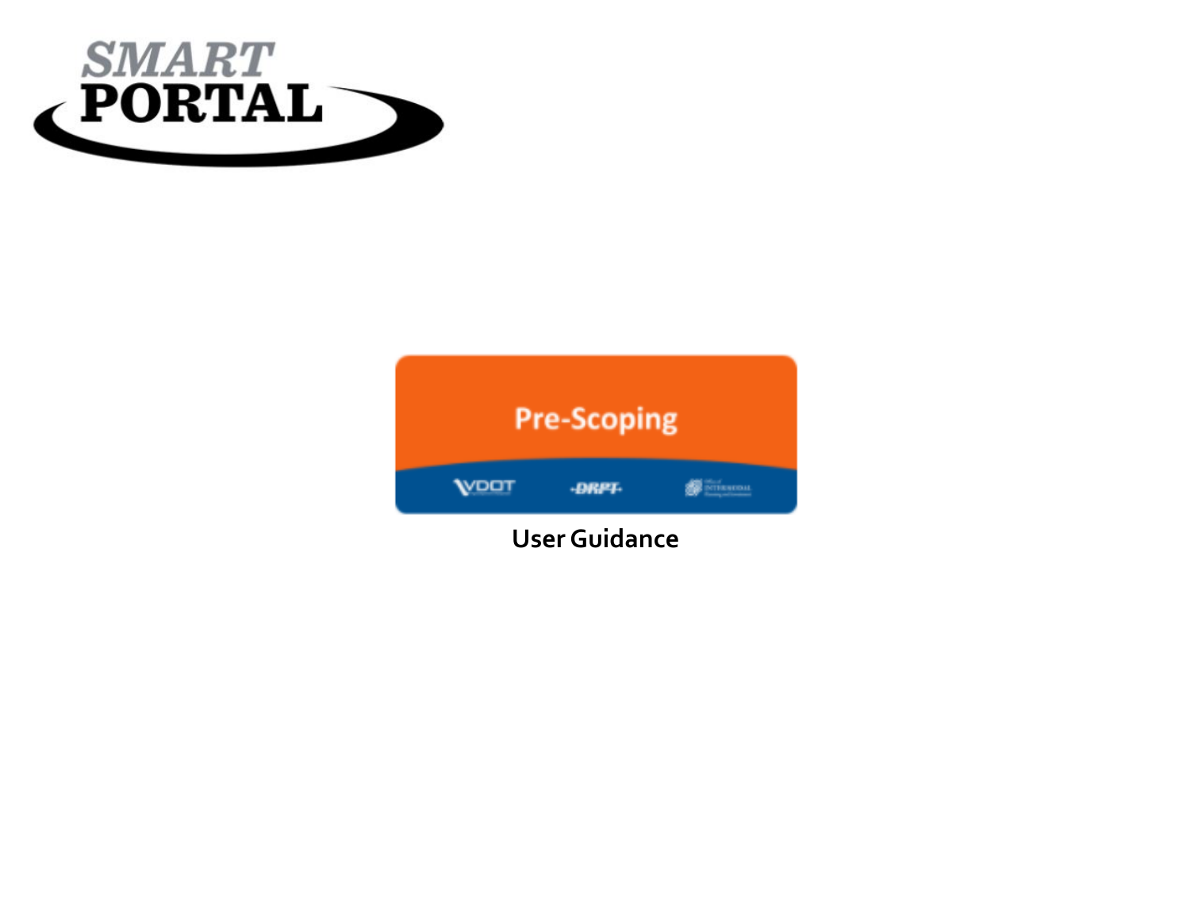# SMART PORTAL

## Pre-Scoping

VDOT · DRPT · Office of Intermodal Planning and Investment

**User Guidance**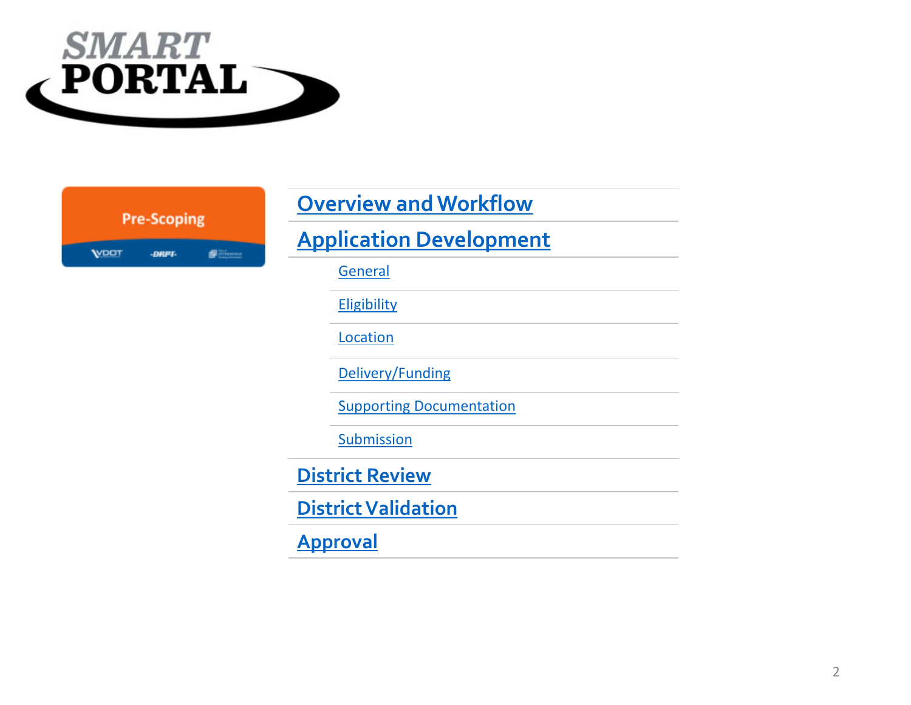SMART PORTAL

Pre-Scoping

- [Overview and Workflow]
- [Application Development]
  - [General]
  - [Eligibility]
  - [Location]
  - [Delivery/Funding]
  - [Supporting Documentation]
  - [Submission]
- [District Review]
- [District Validation]
- [Approval]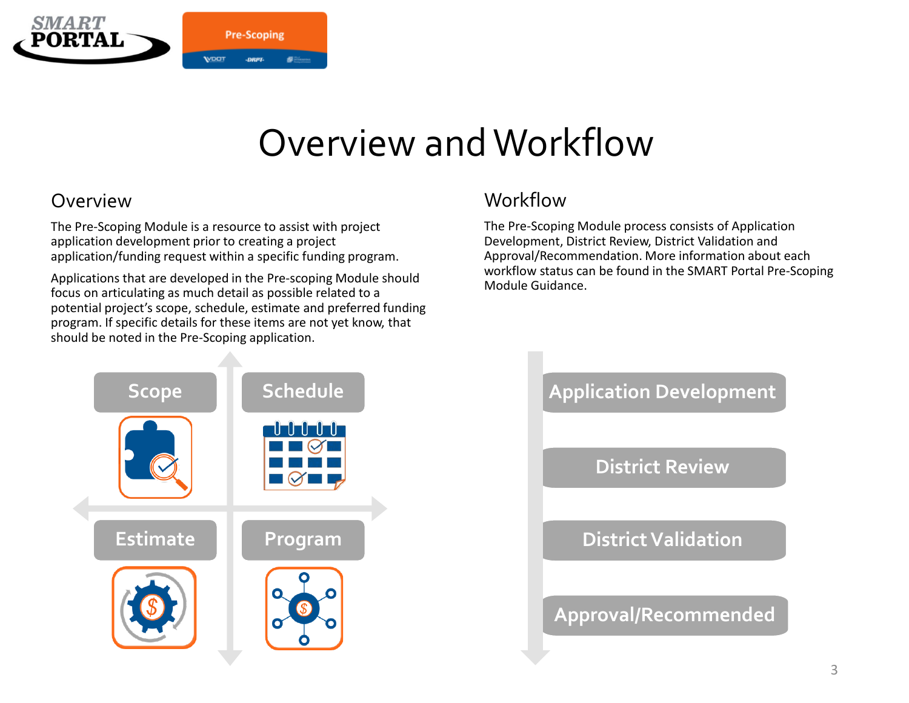# Overview and Workflow

## Overview

The Pre-Scoping Module is a resource to assist with project application development prior to creating a project application/funding request within a specific funding program.

Applications that are developed in the Pre-scoping Module should focus on articulating as much detail as possible related to a potential project's scope, schedule, estimate and preferred funding program. If specific details for these items are not yet know, that should be noted in the Pre-Scoping application.

Scope

Schedule

Estimate

Program

## Workflow

The Pre-Scoping Module process consists of Application Development, District Review, District Validation and Approval/Recommendation. More information about each workflow status can be found in the SMART Portal Pre-Scoping Module Guidance.

Application Development

District Review

District Validation

Approval/Recommended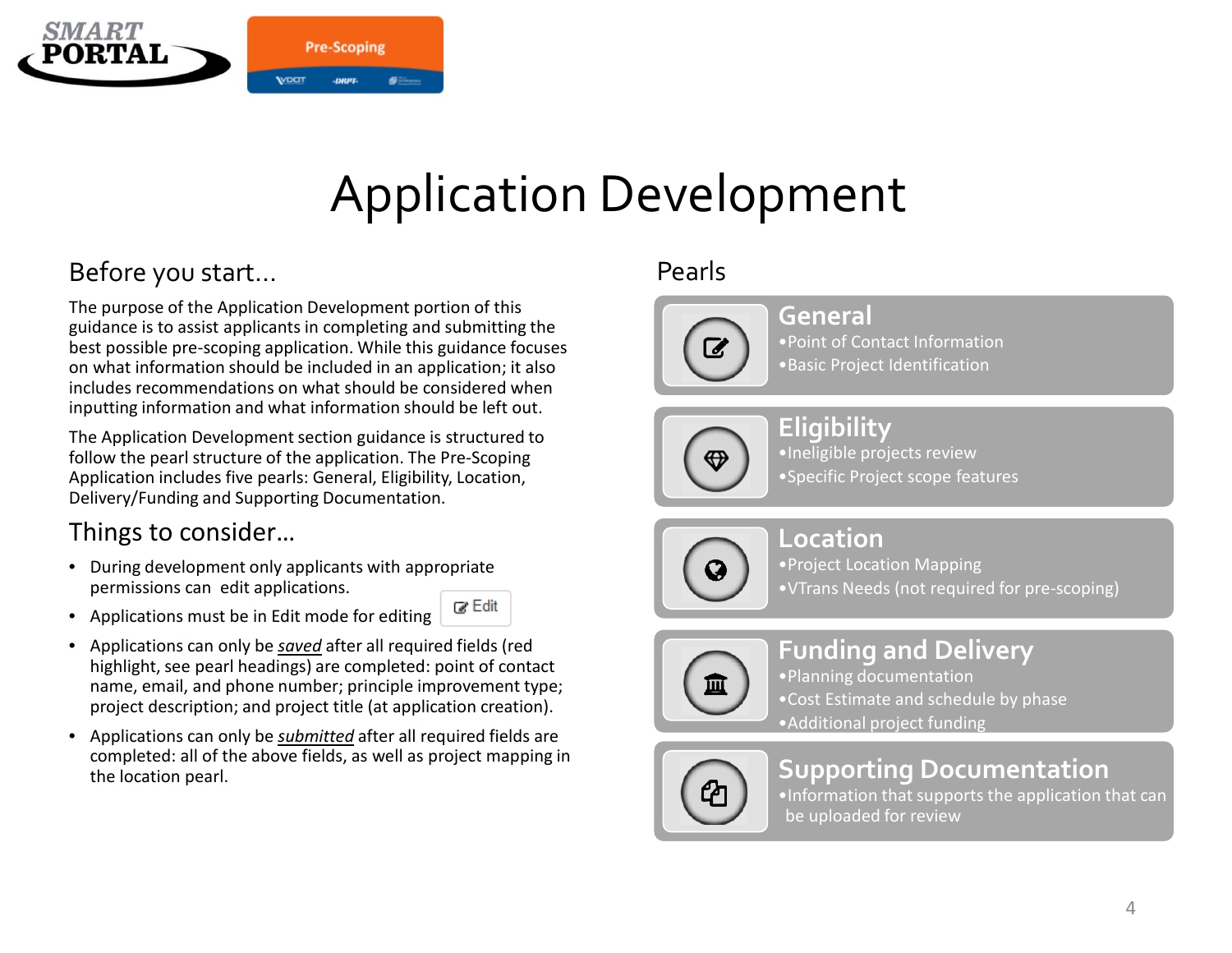# Application Development

## Before you start…

The purpose of the Application Development portion of this guidance is to assist applicants in completing and submitting the best possible pre-scoping application. While this guidance focuses on what information should be included in an application; it also includes recommendations on what should be considered when inputting information and what information should be left out.

The Application Development section guidance is structured to follow the pearl structure of the application. The Pre-Scoping Application includes five pearls: General, Eligibility, Location, Delivery/Funding and Supporting Documentation.

## Things to consider…

- During development only applicants with appropriate permissions can edit applications.
- Applications must be in Edit mode for editing (Edit)
- Applications can only be ***saved*** after all required fields (red highlight, see pearl headings) are completed: point of contact name, email, and phone number; principle improvement type; project description; and project title (at application creation).
- Applications can only be ***submitted*** after all required fields are completed: all of the above fields, as well as project mapping in the location pearl.

## Pearls

### General
- Point of Contact Information
- Basic Project Identification

### Eligibility
- Ineligible projects review
- Specific Project scope features

### Location
- Project Location Mapping
- VTrans Needs (not required for pre-scoping)

### Funding and Delivery
- Planning documentation
- Cost Estimate and schedule by phase
- Additional project funding

### Supporting Documentation
- Information that supports the application that can be uploaded for review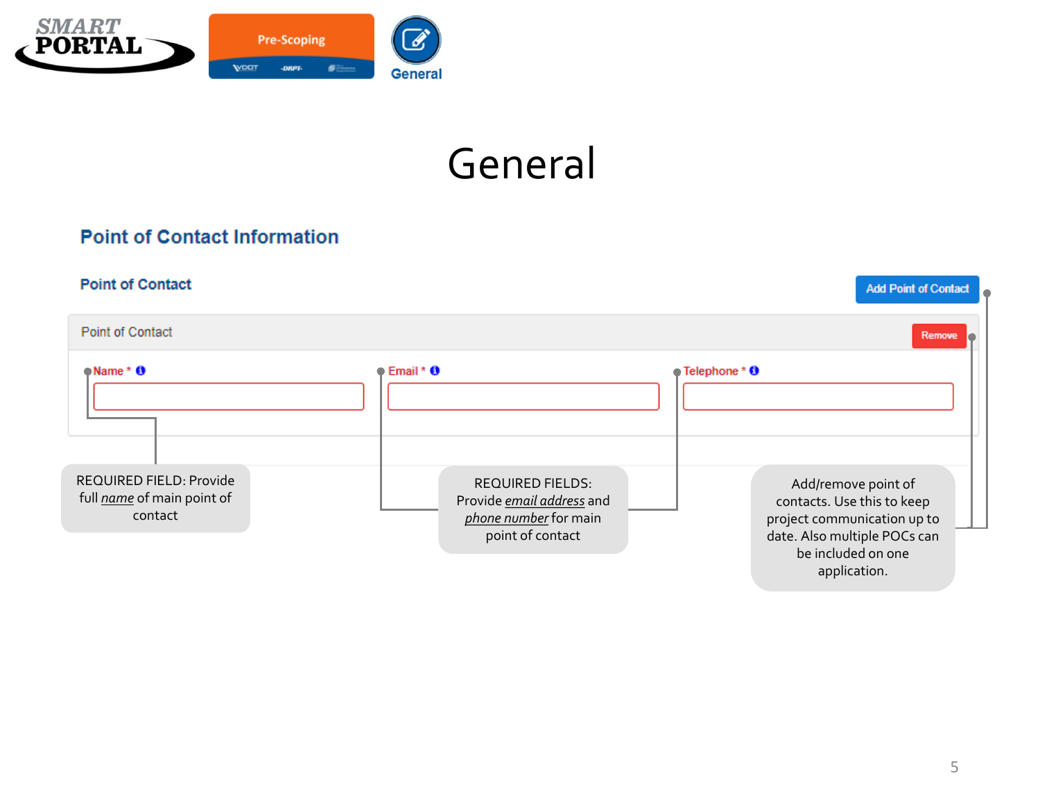# General

## Point of Contact Information

### Point of Contact

Add Point of Contact

Point of Contact

Remove

Name * | Email * | Telephone *

REQUIRED FIELD: Provide full *name* of main point of contact

REQUIRED FIELDS: Provide *email address* and *phone number* for main point of contact

Add/remove point of contacts. Use this to keep project communication up to date. Also multiple POCs can be included on one application.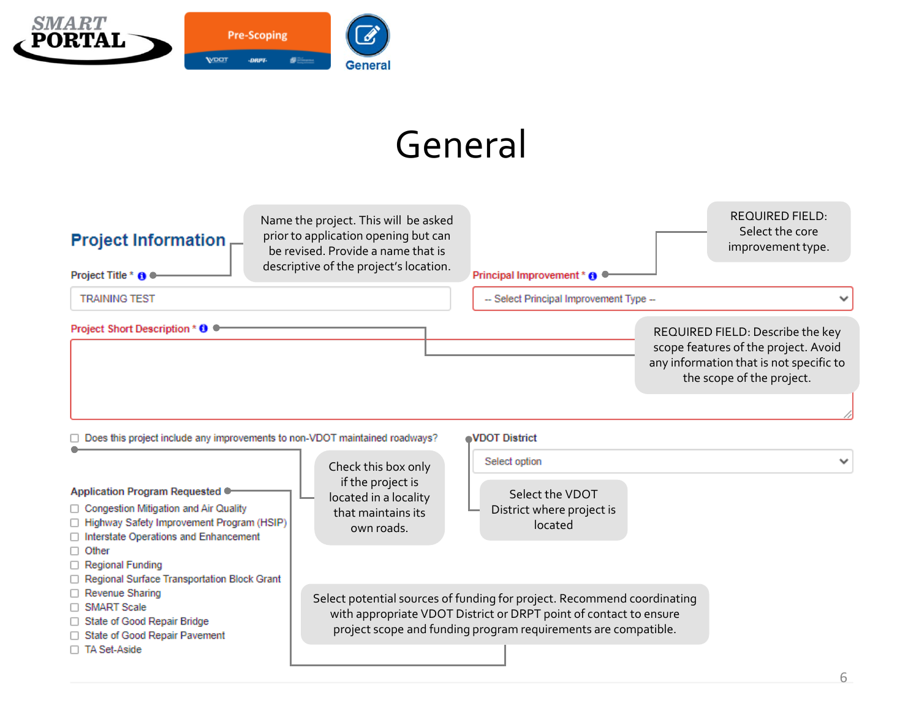SMART PORTAL

Pre-Scoping

General

# General

## Project Information

Project Title *

TRAINING TEST

> Name the project. This will be asked prior to application opening but can be revised. Provide a name that is descriptive of the project's location.

Principal Improvement *

-- Select Principal Improvement Type --

> REQUIRED FIELD: Select the core improvement type.

Project Short Description *

> REQUIRED FIELD: Describe the key scope features of the project. Avoid any information that is not specific to the scope of the project.

☐ Does this project include any improvements to non-VDOT maintained roadways?

> Check this box only if the project is located in a locality that maintains its own roads.

VDOT District

Select option

> Select the VDOT District where project is located

Application Program Requested

- ☐ Congestion Mitigation and Air Quality
- ☐ Highway Safety Improvement Program (HSIP)
- ☐ Interstate Operations and Enhancement
- ☐ Other
- ☐ Regional Funding
- ☐ Regional Surface Transportation Block Grant
- ☐ Revenue Sharing
- ☐ SMART Scale
- ☐ State of Good Repair Bridge
- ☐ State of Good Repair Pavement
- ☐ TA Set-Aside

> Select potential sources of funding for project. Recommend coordinating with appropriate VDOT District or DRPT point of contact to ensure project scope and funding program requirements are compatible.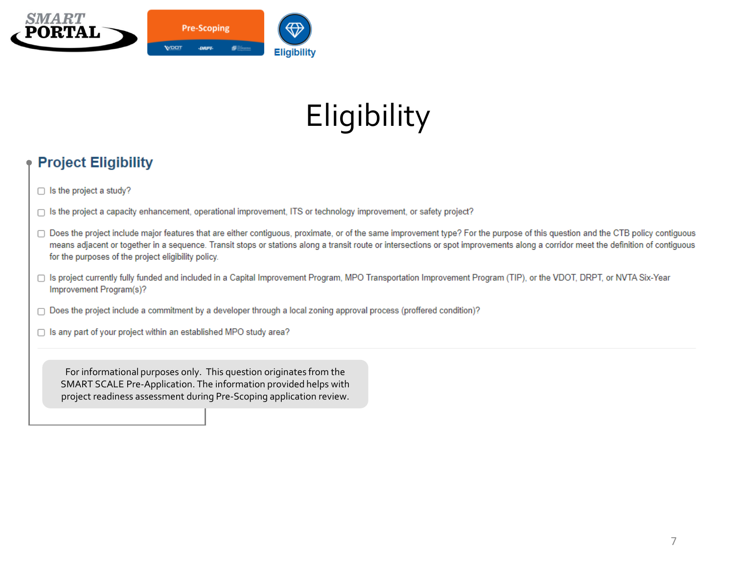# Eligibility

## Project Eligibility

- ☐ Is the project a study?
- ☐ Is the project a capacity enhancement, operational improvement, ITS or technology improvement, or safety project?
- ☐ Does the project include major features that are either contiguous, proximate, or of the same improvement type? For the purpose of this question and the CTB policy contiguous means adjacent or together in a sequence. Transit stops or stations along a transit route or intersections or spot improvements along a corridor meet the definition of contiguous for the purposes of the project eligibility policy.
- ☐ Is project currently fully funded and included in a Capital Improvement Program, MPO Transportation Improvement Program (TIP), or the VDOT, DRPT, or NVTA Six-Year Improvement Program(s)?
- ☐ Does the project include a commitment by a developer through a local zoning approval process (proffered condition)?
- ☐ Is any part of your project within an established MPO study area?

For informational purposes only. This question originates from the SMART SCALE Pre-Application. The information provided helps with project readiness assessment during Pre-Scoping application review.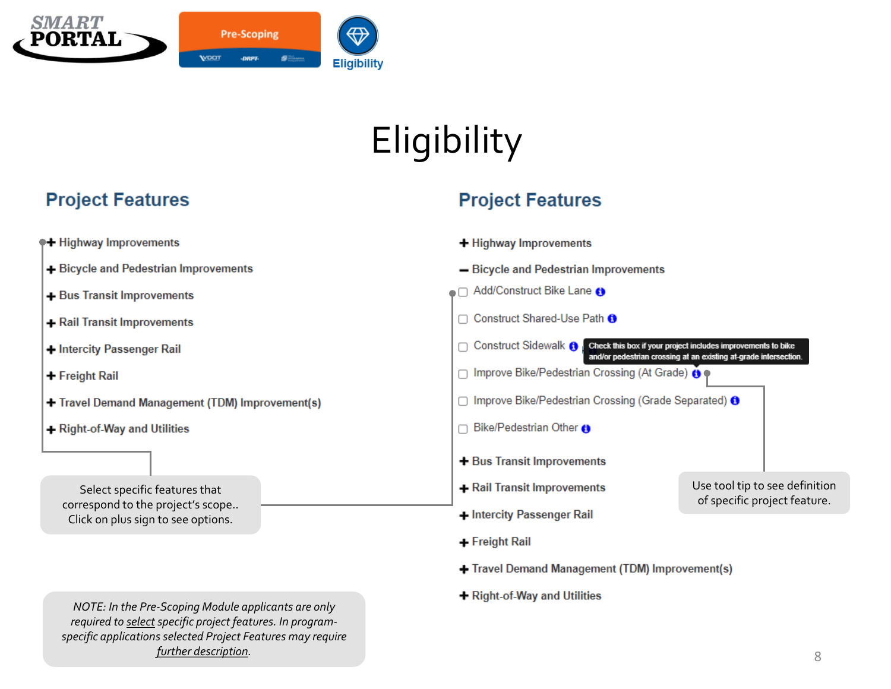SMART PORTAL | Pre-Scoping | Eligibility

# Eligibility

## Project Features

- + Highway Improvements
- + Bicycle and Pedestrian Improvements
- + Bus Transit Improvements
- + Rail Transit Improvements
- + Intercity Passenger Rail
- + Freight Rail
- + Travel Demand Management (TDM) Improvement(s)
- + Right-of-Way and Utilities

Select specific features that correspond to the project's scope.. Click on plus sign to see options.

## Project Features

- + Highway Improvements
- – Bicycle and Pedestrian Improvements
  - ☐ Add/Construct Bike Lane
  - ☐ Construct Shared-Use Path
  - ☐ Construct Sidewalk
  - ☐ Improve Bike/Pedestrian Crossing (At Grade)
  - ☐ Improve Bike/Pedestrian Crossing (Grade Separated)
  - ☐ Bike/Pedestrian Other
- + Bus Transit Improvements
- + Rail Transit Improvements
- + Intercity Passenger Rail
- + Freight Rail
- + Travel Demand Management (TDM) Improvement(s)
- + Right-of-Way and Utilities

Check this box if your project includes improvements to bike and/or pedestrian crossing at an existing at-grade intersection.

Use tool tip to see definition of specific project feature.

*NOTE: In the Pre-Scoping Module applicants are only required to select specific project features. In program-specific applications selected Project Features may require further description.*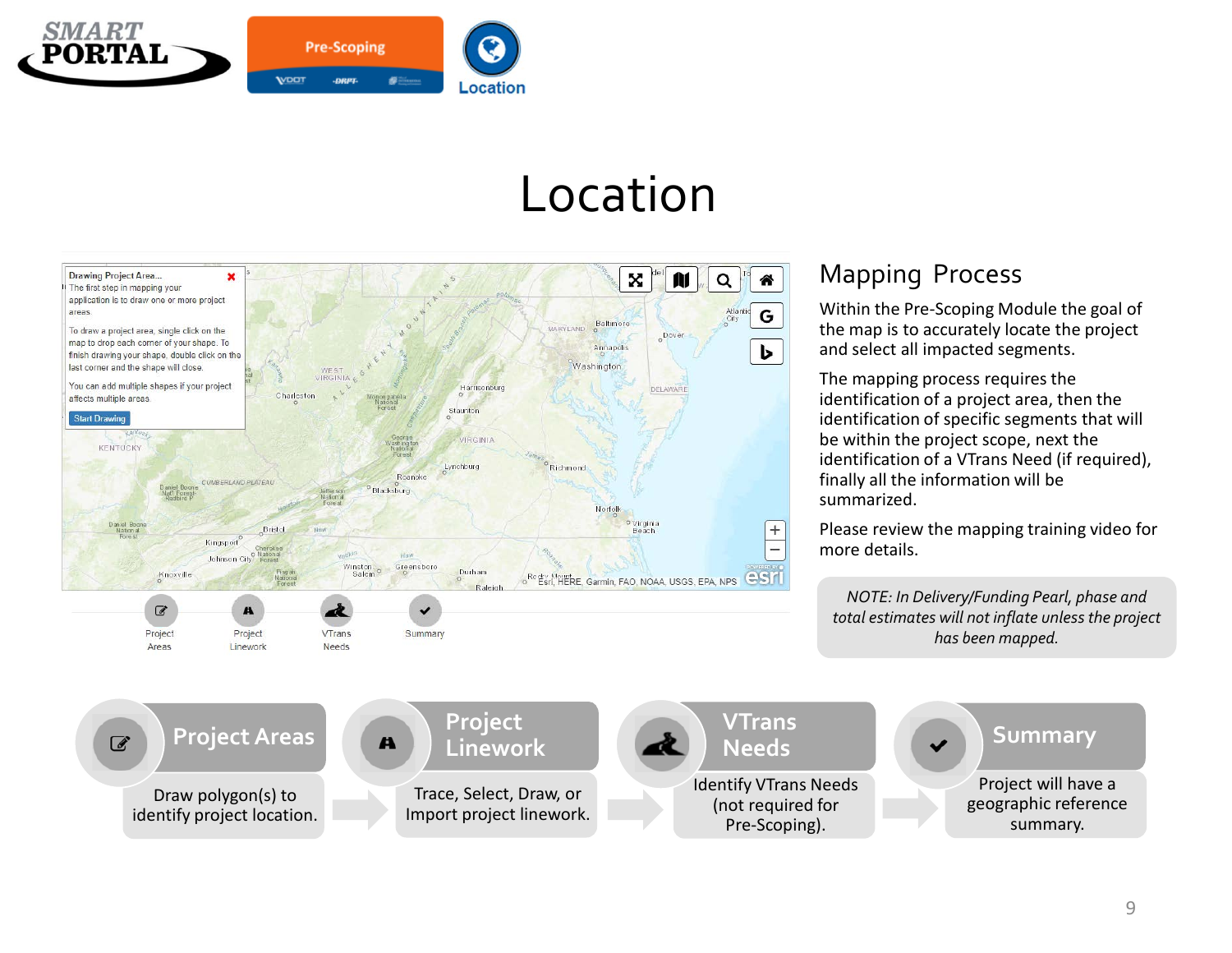# Location

## Mapping Process

Within the Pre-Scoping Module the goal of the map is to accurately locate the project and select all impacted segments.

The mapping process requires the identification of a project area, then the identification of specific segments that will be within the project scope, next the identification of a VTrans Need (if required), finally all the information will be summarized.

Please review the mapping training video for more details.

*NOTE: In Delivery/Funding Pearl, phase and total estimates will not inflate unless the project has been mapped.*

**Project Areas** – Draw polygon(s) to identify project location.

**Project Linework** – Trace, Select, Draw, or Import project linework.

**VTrans Needs** – Identify VTrans Needs (not required for Pre-Scoping).

**Summary** – Project will have a geographic reference summary.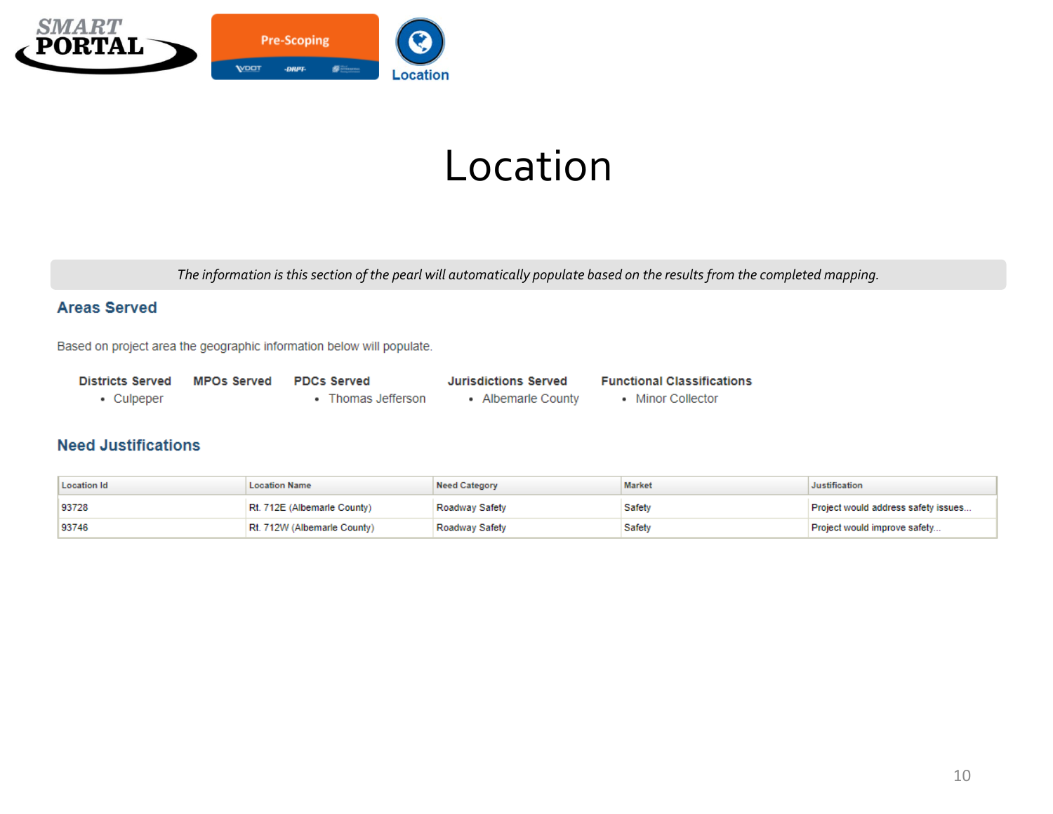# Location

*The information is this section of the pearl will automatically populate based on the results from the completed mapping.*

## Areas Served

Based on project area the geographic information below will populate.

**Districts Served**
- Culpeper

**MPOs Served**

**PDCs Served**
- Thomas Jefferson

**Jurisdictions Served**
- Albemarle County

**Functional Classifications**
- Minor Collector

## Need Justifications

| Location Id | Location Name | Need Category | Market | Justification |
|---|---|---|---|---|
| 93728 | Rt. 712E (Albemarle County) | Roadway Safety | Safety | Project would address safety issues... |
| 93746 | Rt. 712W (Albemarle County) | Roadway Safety | Safety | Project would improve safety... |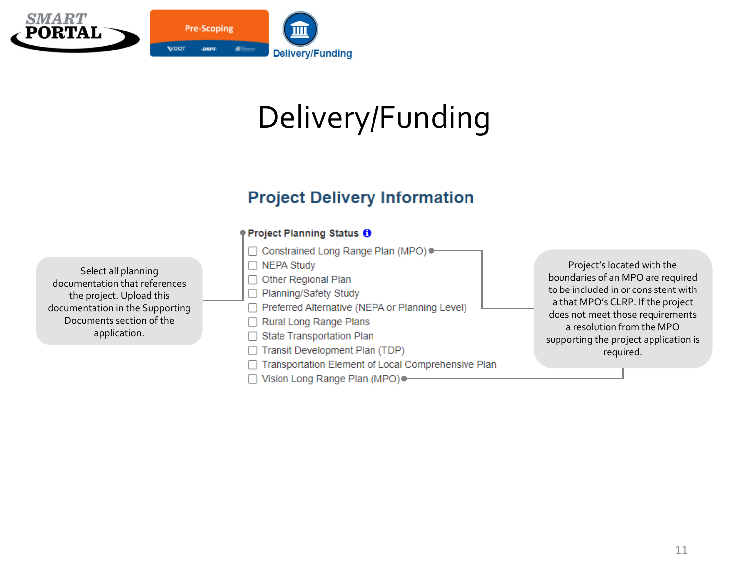# Delivery/Funding

## Project Delivery Information

**Project Planning Status**

- ☐ Constrained Long Range Plan (MPO)
- ☐ NEPA Study
- ☐ Other Regional Plan
- ☐ Planning/Safety Study
- ☐ Preferred Alternative (NEPA or Planning Level)
- ☐ Rural Long Range Plans
- ☐ State Transportation Plan
- ☐ Transit Development Plan (TDP)
- ☐ Transportation Element of Local Comprehensive Plan
- ☐ Vision Long Range Plan (MPO)

Select all planning documentation that references the project. Upload this documentation in the Supporting Documents section of the application.

Project's located with the boundaries of an MPO are required to be included in or consistent with a that MPO's CLRP. If the project does not meet those requirements a resolution from the MPO supporting the project application is required.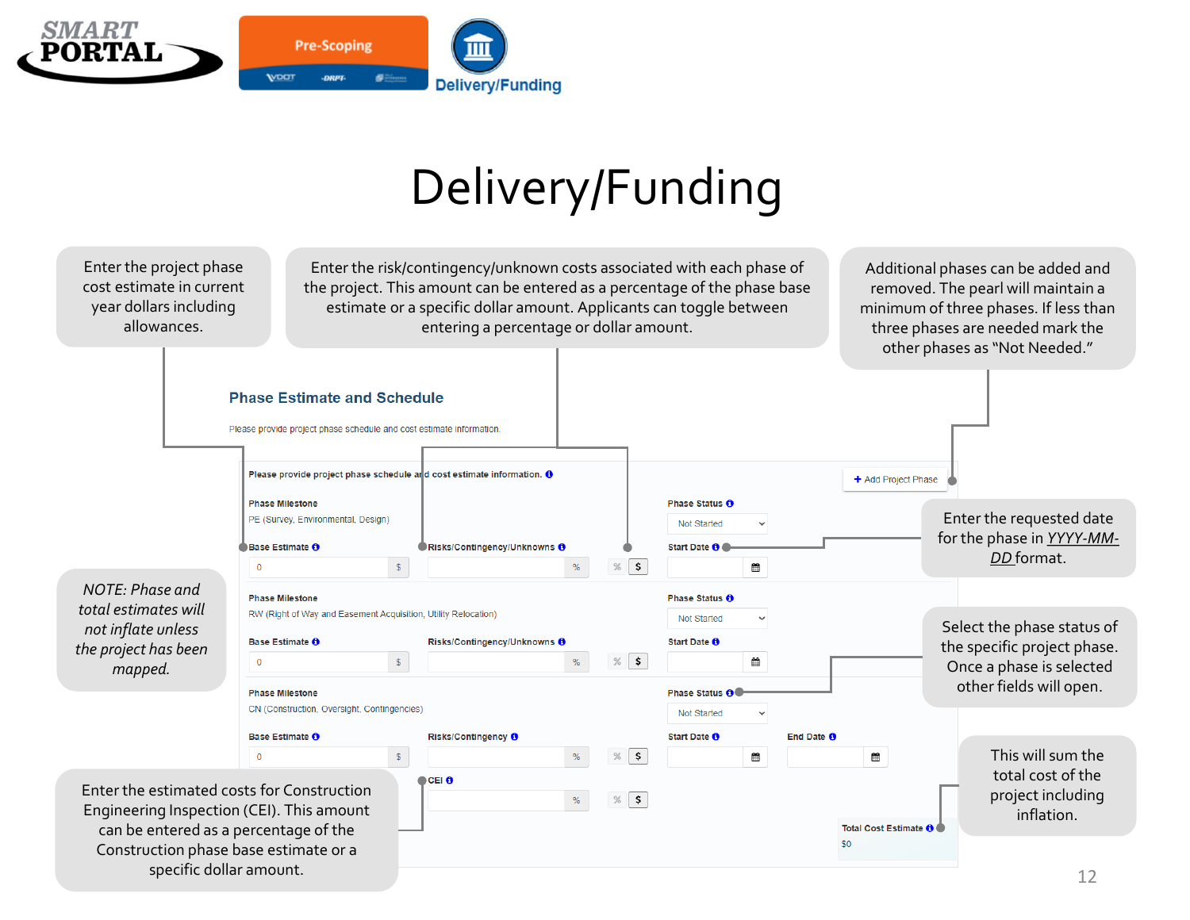# Delivery/Funding

Enter the project phase cost estimate in current year dollars including allowances.

Enter the risk/contingency/unknown costs associated with each phase of the project. This amount can be entered as a percentage of the phase base estimate or a specific dollar amount. Applicants can toggle between entering a percentage or dollar amount.

Additional phases can be added and removed. The pearl will maintain a minimum of three phases. If less than three phases are needed mark the other phases as "Not Needed."

**Phase Estimate and Schedule**

Please provide project phase schedule and cost estimate information.

**Please provide project phase schedule and cost estimate information.**

+ Add Project Phase

**Phase Milestone**
PE (Survey, Environmental, Design)

**Phase Status**
Not Started

**Base Estimate** 0 $ | **Risks/Contingency/Unknowns** % | % $ | **Start Date**

**Phase Milestone**
RW (Right of Way and Easement Acquisition, Utility Relocation)

**Phase Status**
Not Started

**Base Estimate** 0 $ | **Risks/Contingency/Unknowns** % | % $ | **Start Date**

**Phase Milestone**
CN (Construction, Oversight, Contingencies)

**Phase Status**
Not Started

**Base Estimate** 0 $ | **Risks/Contingency** % | % $ | **Start Date** | **End Date**

**CEI** % | % $

**Total Cost Estimate**
$0

Enter the requested date for the phase in *YYYY-MM-DD* format.

*NOTE: Phase and total estimates will not inflate unless the project has been mapped.*

Select the phase status of the specific project phase. Once a phase is selected other fields will open.

This will sum the total cost of the project including inflation.

Enter the estimated costs for Construction Engineering Inspection (CEI). This amount can be entered as a percentage of the Construction phase base estimate or a specific dollar amount.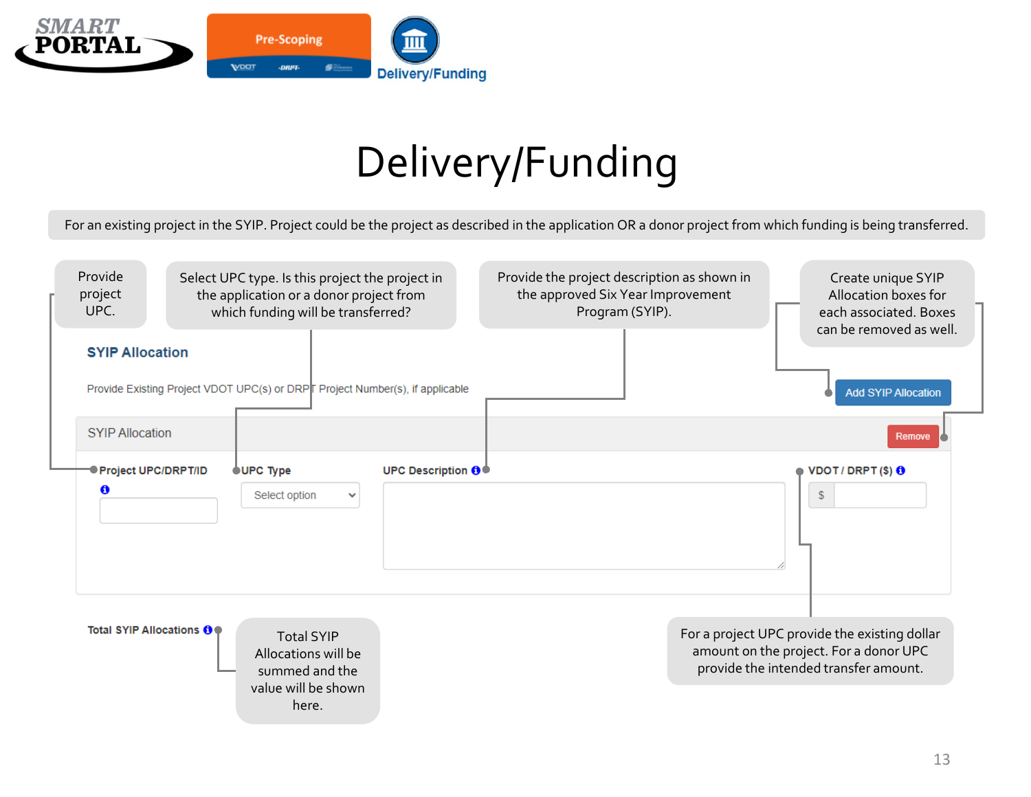# Delivery/Funding

For an existing project in the SYIP. Project could be the project as described in the application OR a donor project from which funding is being transferred.

- **Project UPC/DRPT/ID**: Provide project UPC.
- **UPC Type**: Select UPC type. Is this project the project in the application or a donor project from which funding will be transferred?
- **UPC Description**: Provide the project description as shown in the approved Six Year Improvement Program (SYIP).
- **Add SYIP Allocation / Remove**: Create unique SYIP Allocation boxes for each associated. Boxes can be removed as well.
- **VDOT / DRPT ($)**: For a project UPC provide the existing dollar amount on the project. For a donor UPC provide the intended transfer amount.
- **Total SYIP Allocations**: Total SYIP Allocations will be summed and the value will be shown here.

## SYIP Allocation

Provide Existing Project VDOT UPC(s) or DRPT Project Number(s), if applicable

Add SYIP Allocation

SYIP Allocation — Remove

| Project UPC/DRPT/ID | UPC Type | UPC Description | VDOT / DRPT ($) |
|---|---|---|---|
| | Select option | | $ |

Total SYIP Allocations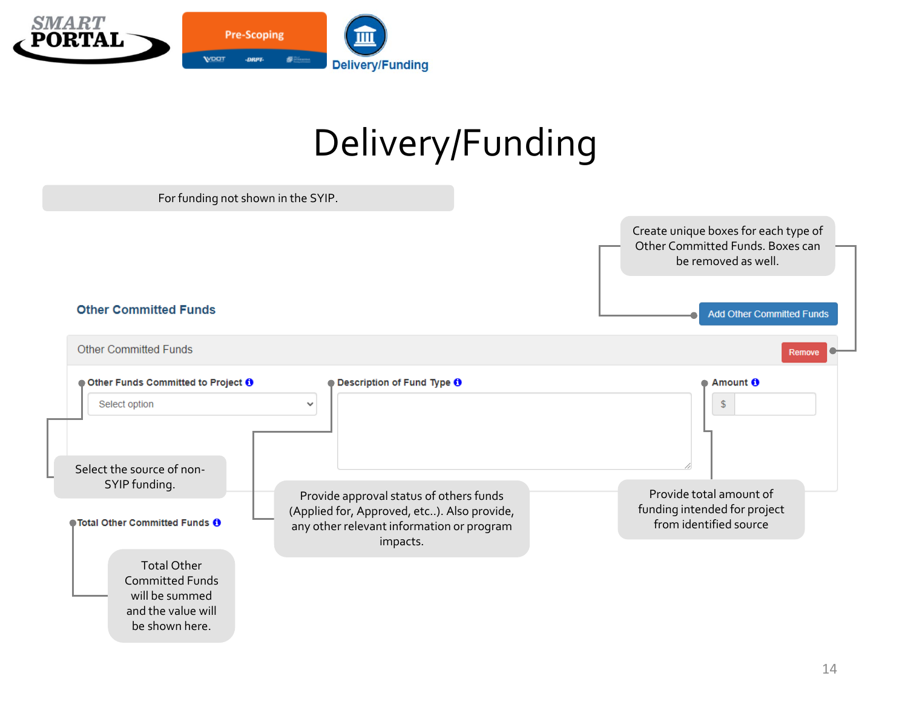# Delivery/Funding

For funding not shown in the SYIP.

Create unique boxes for each type of Other Committed Funds. Boxes can be removed as well.

**Other Committed Funds**

Add Other Committed Funds

Other Committed Funds

Remove

**Other Funds Committed to Project**

Select option

Select the source of non-SYIP funding.

**Description of Fund Type**

Provide approval status of others funds (Applied for, Approved, etc..). Also provide, any other relevant information or program impacts.

**Amount**

$

Provide total amount of funding intended for project from identified source

**Total Other Committed Funds**

Total Other Committed Funds will be summed and the value will be shown here.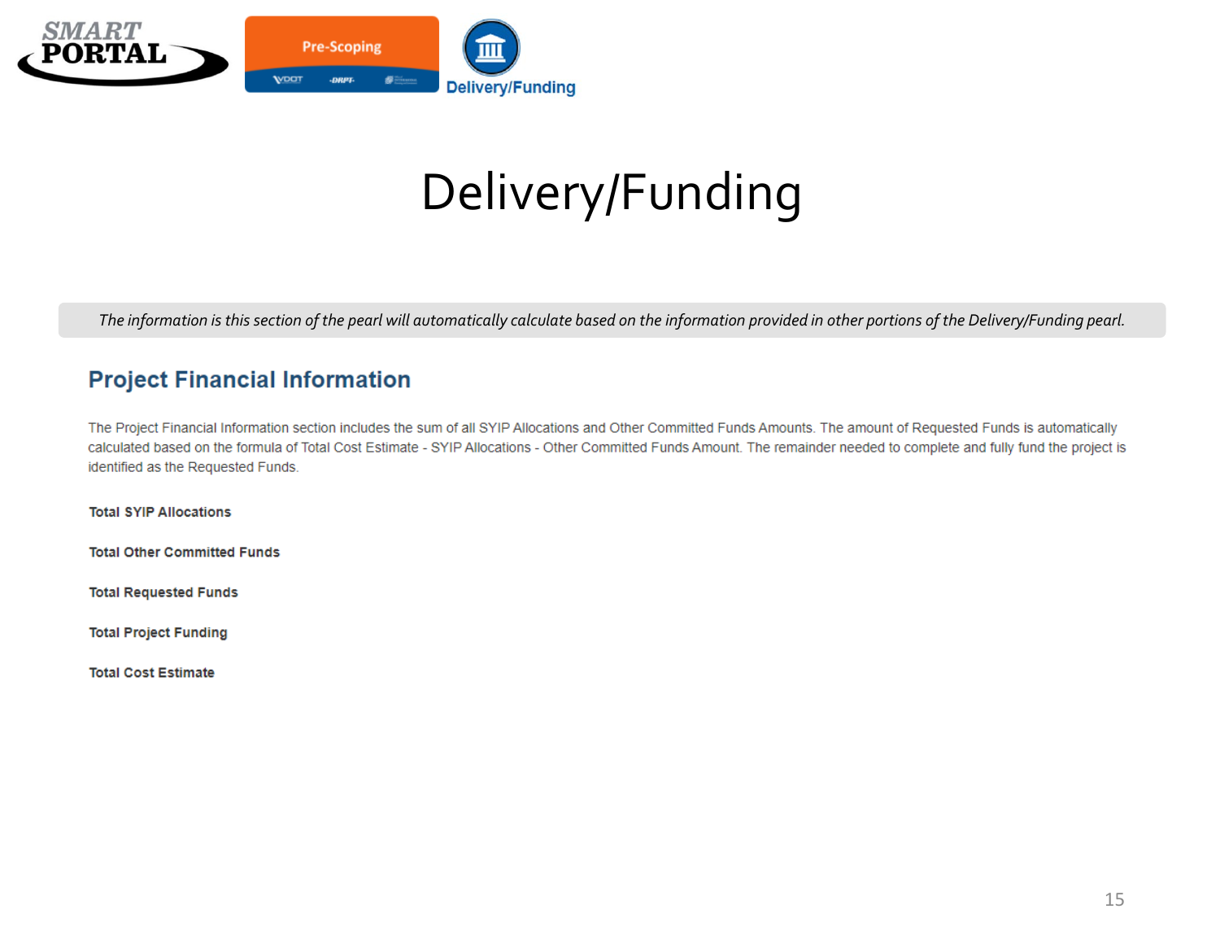# Delivery/Funding

*The information is this section of the pearl will automatically calculate based on the information provided in other portions of the Delivery/Funding pearl.*

## Project Financial Information

The Project Financial Information section includes the sum of all SYIP Allocations and Other Committed Funds Amounts. The amount of Requested Funds is automatically calculated based on the formula of Total Cost Estimate - SYIP Allocations - Other Committed Funds Amount. The remainder needed to complete and fully fund the project is identified as the Requested Funds.

**Total SYIP Allocations**

**Total Other Committed Funds**

**Total Requested Funds**

**Total Project Funding**

**Total Cost Estimate**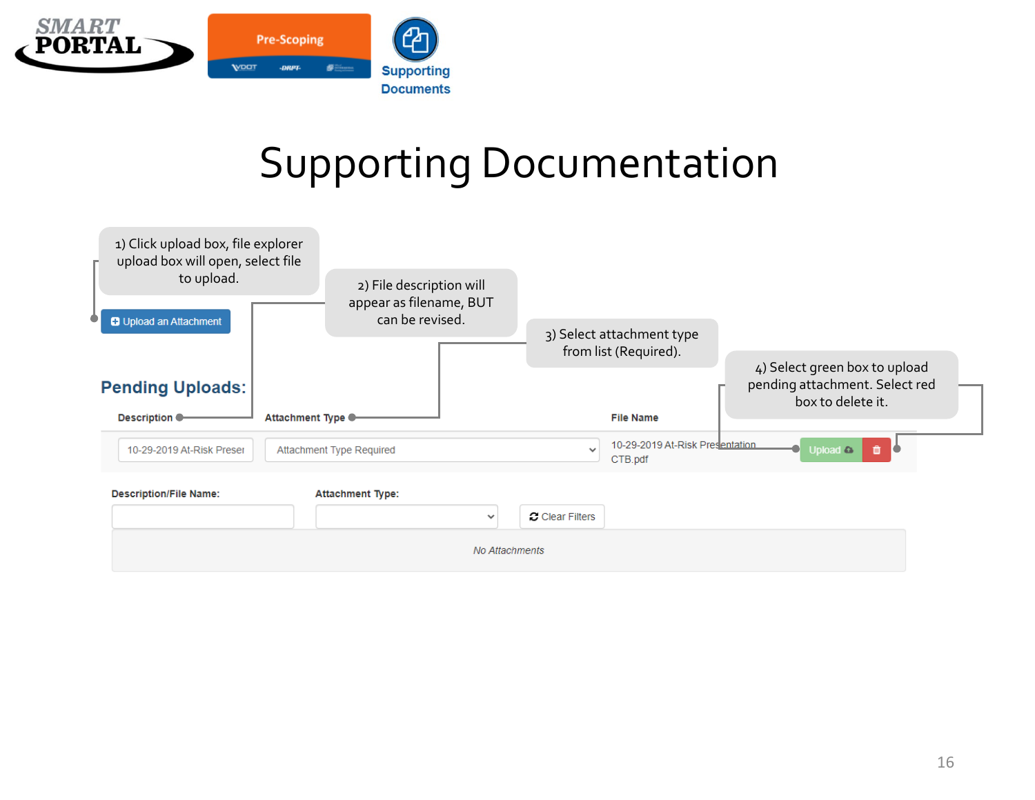SMART PORTAL

Pre-Scoping

Supporting Documents

# Supporting Documentation

1) Click upload box, file explorer upload box will open, select file to upload.

2) File description will appear as filename, BUT can be revised.

3) Select attachment type from list (Required).

4) Select green box to upload pending attachment. Select red box to delete it.

Upload an Attachment

## Pending Uploads:

| Description | Attachment Type | File Name | |
|---|---|---|---|
| 10-29-2019 At-Risk Preser | Attachment Type Required | 10-29-2019 At-Risk Presentation CTB.pdf | Upload |

Description/File Name:

Attachment Type:

Clear Filters

*No Attachments*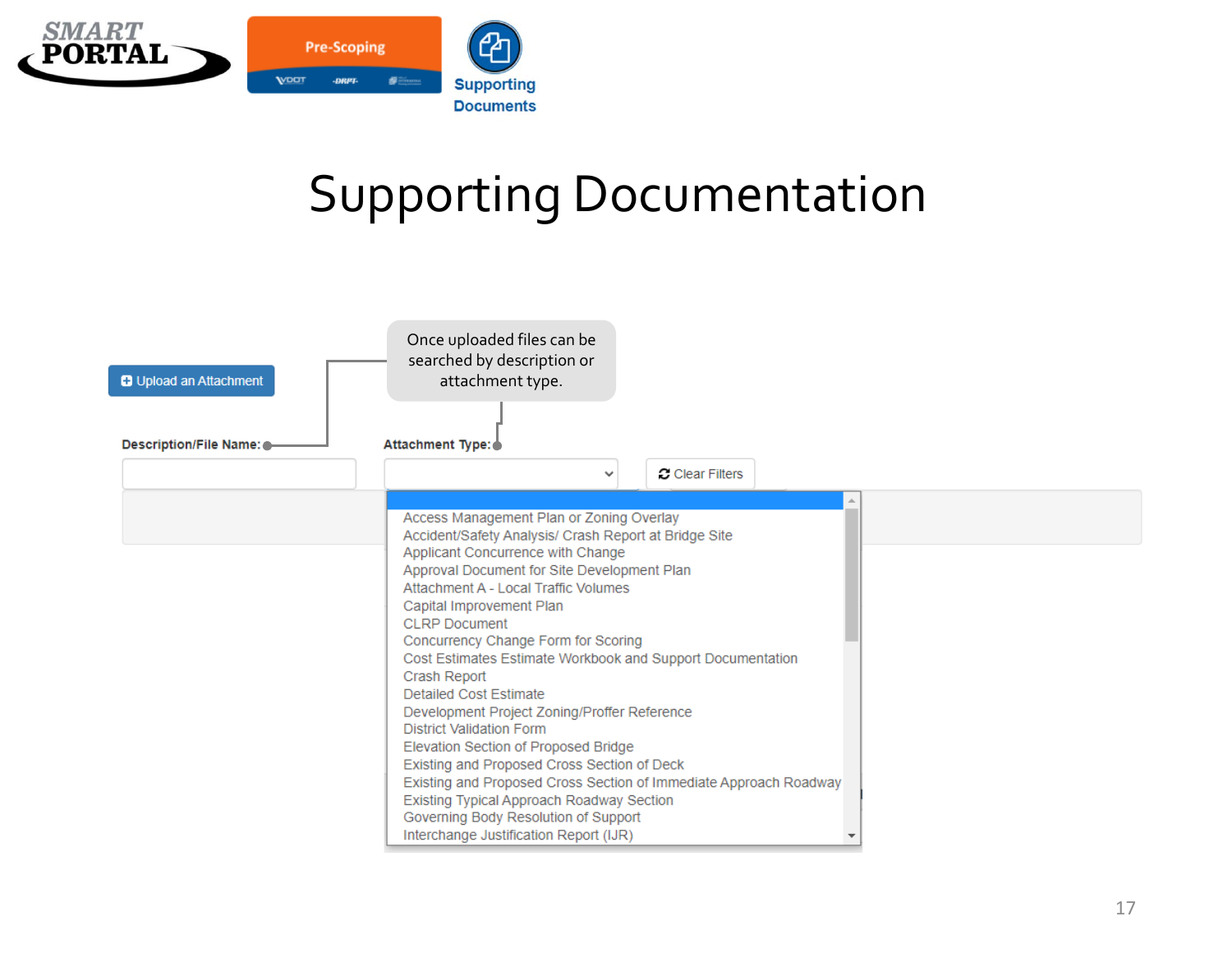SMART PORTAL | Pre-Scoping | Supporting Documents

# Supporting Documentation

Upload an Attachment

Once uploaded files can be searched by description or attachment type.

**Description/File Name:**

**Attachment Type:**

Clear Filters

- Access Management Plan or Zoning Overlay
- Accident/Safety Analysis/ Crash Report at Bridge Site
- Applicant Concurrence with Change
- Approval Document for Site Development Plan
- Attachment A - Local Traffic Volumes
- Capital Improvement Plan
- CLRP Document
- Concurrency Change Form for Scoring
- Cost Estimates Estimate Workbook and Support Documentation
- Crash Report
- Detailed Cost Estimate
- Development Project Zoning/Proffer Reference
- District Validation Form
- Elevation Section of Proposed Bridge
- Existing and Proposed Cross Section of Deck
- Existing and Proposed Cross Section of Immediate Approach Roadway
- Existing Typical Approach Roadway Section
- Governing Body Resolution of Support
- Interchange Justification Report (IJR)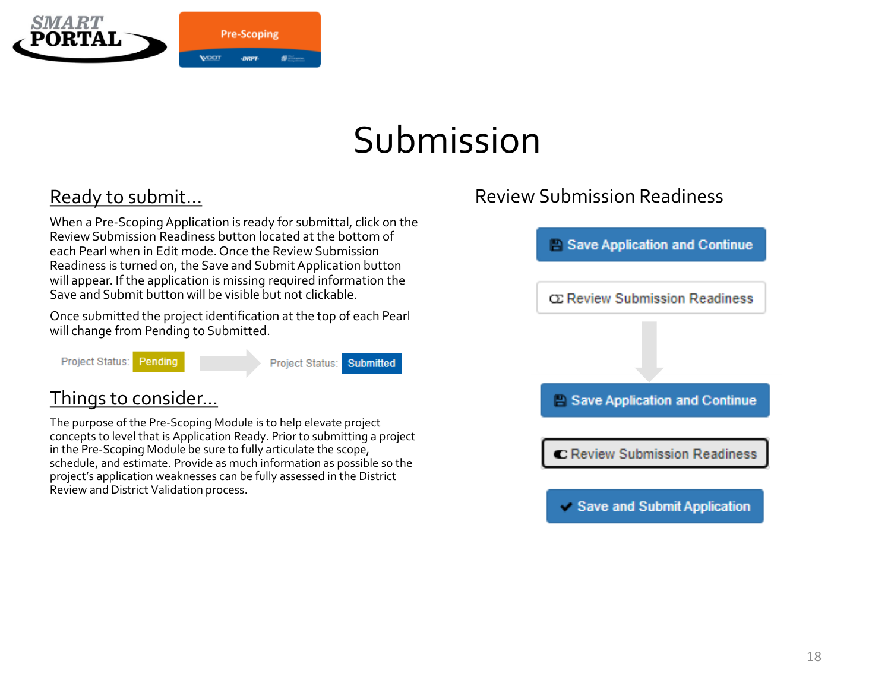# Submission

## Ready to submit…

When a Pre-Scoping Application is ready for submittal, click on the Review Submission Readiness button located at the bottom of each Pearl when in Edit mode. Once the Review Submission Readiness is turned on, the Save and Submit Application button will appear. If the application is missing required information the Save and Submit button will be visible but not clickable.

Once submitted the project identification at the top of each Pearl will change from Pending to Submitted.

Project Status: Pending → Project Status: Submitted

## Things to consider…

The purpose of the Pre-Scoping Module is to help elevate project concepts to level that is Application Ready. Prior to submitting a project in the Pre-Scoping Module be sure to fully articulate the scope, schedule, and estimate. Provide as much information as possible so the project's application weaknesses can be fully assessed in the District Review and District Validation process.

## Review Submission Readiness

Save Application and Continue

Review Submission Readiness

↓

Save Application and Continue

Review Submission Readiness

Save and Submit Application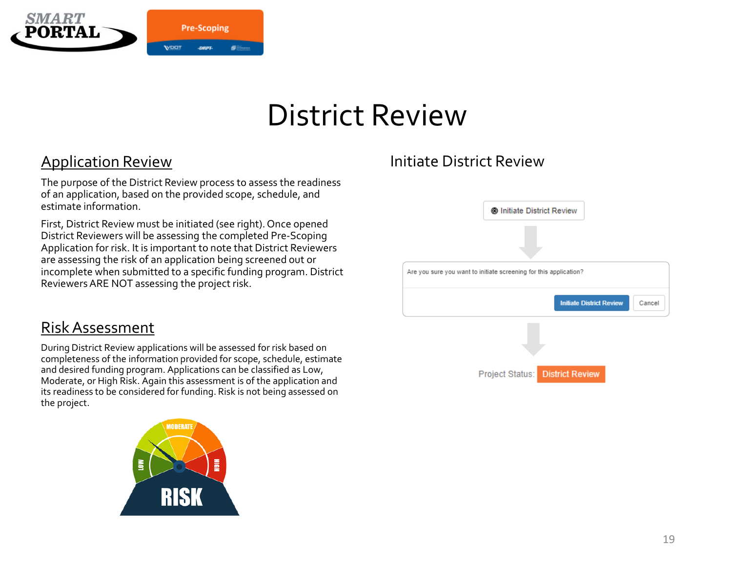# District Review

## Application Review

The purpose of the District Review process to assess the readiness of an application, based on the provided scope, schedule, and estimate information.

First, District Review must be initiated (see right). Once opened District Reviewers will be assessing the completed Pre-Scoping Application for risk. It is important to note that District Reviewers are assessing the risk of an application being screened out or incomplete when submitted to a specific funding program. District Reviewers ARE NOT assessing the project risk.

## Risk Assessment

During District Review applications will be assessed for risk based on completeness of the information provided for scope, schedule, estimate and desired funding program. Applications can be classified as Low, Moderate, or High Risk. Again this assessment is of the application and its readiness to be considered for funding. Risk is not being assessed on the project.

## Initiate District Review

Initiate District Review

Are you sure you want to initiate screening for this application?

Initiate District Review | Cancel

Project Status: District Review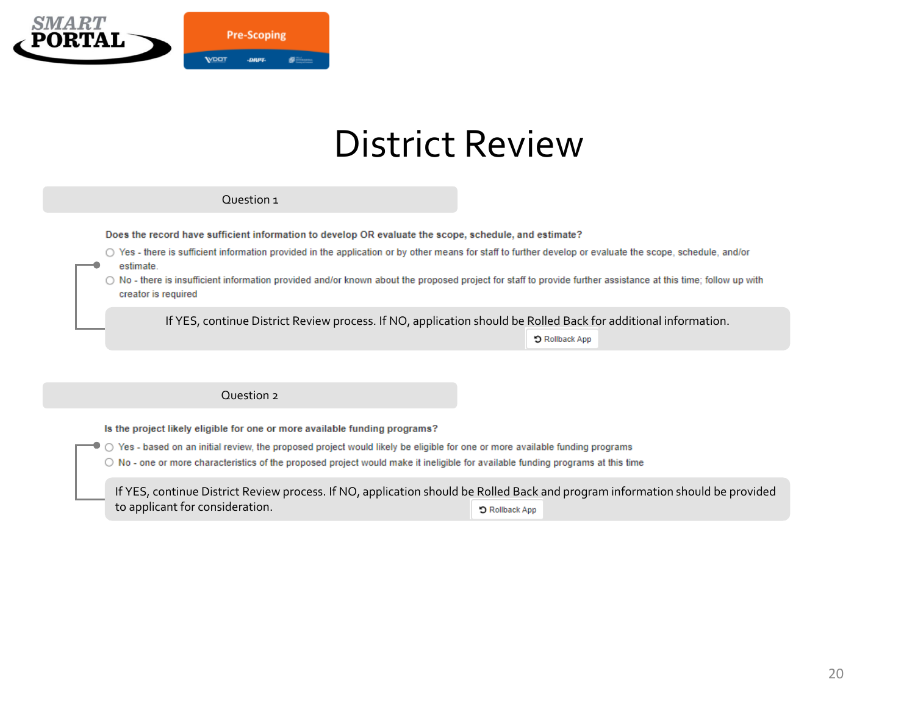# District Review

## Question 1

**Does the record have sufficient information to develop OR evaluate the scope, schedule, and estimate?**

- ○ Yes - there is sufficient information provided in the application or by other means for staff to further develop or evaluate the scope, schedule, and/or estimate.
- ○ No - there is insufficient information provided and/or known about the proposed project for staff to provide further assistance at this time; follow up with creator is required

If YES, continue District Review process. If NO, application should be Rolled Back for additional information.

Rollback App

## Question 2

**Is the project likely eligible for one or more available funding programs?**

- ○ Yes - based on an initial review, the proposed project would likely be eligible for one or more available funding programs
- ○ No - one or more characteristics of the proposed project would make it ineligible for available funding programs at this time

If YES, continue District Review process. If NO, application should be Rolled Back and program information should be provided to applicant for consideration.

Rollback App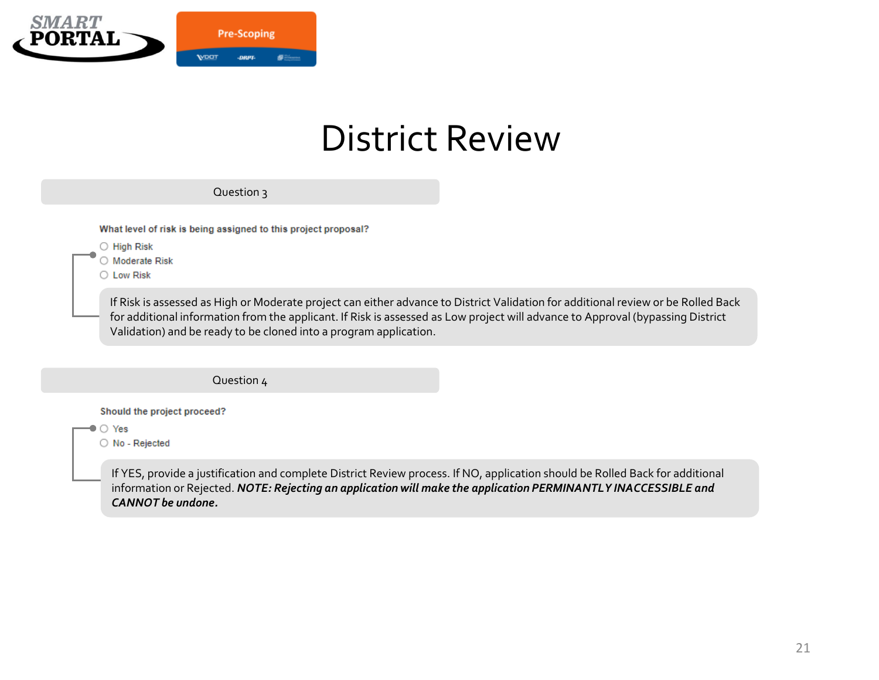# District Review

## Question 3

**What level of risk is being assigned to this project proposal?**

- High Risk
- Moderate Risk
- Low Risk

If Risk is assessed as High or Moderate project can either advance to District Validation for additional review or be Rolled Back for additional information from the applicant. If Risk is assessed as Low project will advance to Approval (bypassing District Validation) and be ready to be cloned into a program application.

## Question 4

**Should the project proceed?**

- Yes
- No - Rejected

If YES, provide a justification and complete District Review process. If NO, application should be Rolled Back for additional information or Rejected. ***NOTE: Rejecting an application will make the application PERMINANTLY INACCESSIBLE and CANNOT be undone.***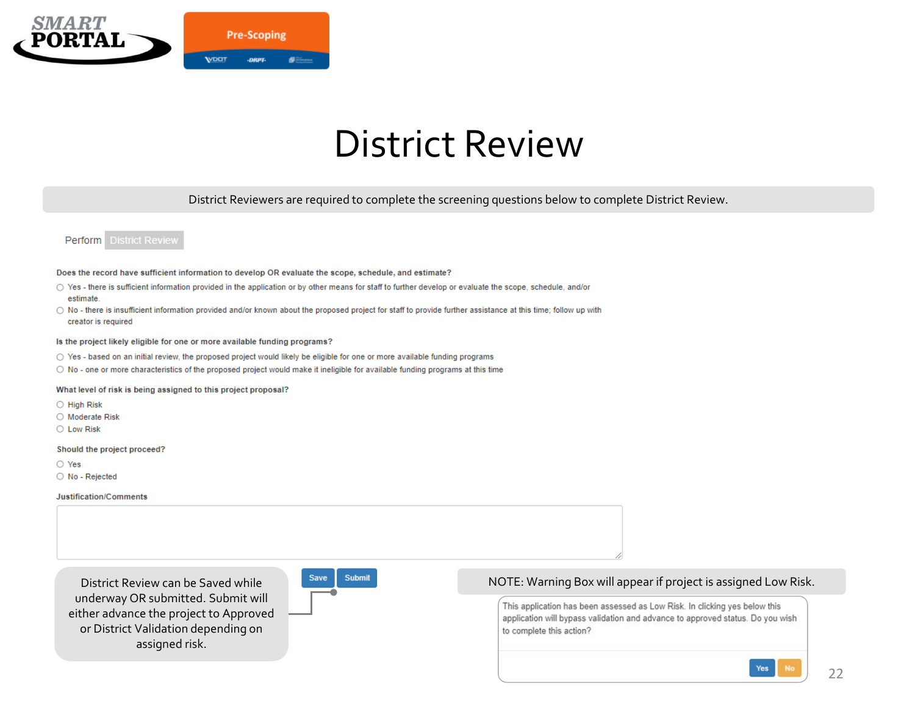SMART PORTAL

Pre-Scoping

# District Review

District Reviewers are required to complete the screening questions below to complete District Review.

Perform District Review

**Does the record have sufficient information to develop OR evaluate the scope, schedule, and estimate?**

- ○ Yes - there is sufficient information provided in the application or by other means for staff to further develop or evaluate the scope, schedule, and/or estimate.
- ○ No - there is insufficient information provided and/or known about the proposed project for staff to provide further assistance at this time; follow up with creator is required

**Is the project likely eligible for one or more available funding programs?**

- ○ Yes - based on an initial review, the proposed project would likely be eligible for one or more available funding programs
- ○ No - one or more characteristics of the proposed project would make it ineligible for available funding programs at this time

**What level of risk is being assigned to this project proposal?**

- ○ High Risk
- ○ Moderate Risk
- ○ Low Risk

**Should the project proceed?**

- ○ Yes
- ○ No - Rejected

**Justification/Comments**

Save | Submit

District Review can be Saved while underway OR submitted. Submit will either advance the project to Approved or District Validation depending on assigned risk.

NOTE: Warning Box will appear if project is assigned Low Risk.

This application has been assessed as Low Risk. In clicking yes below this application will bypass validation and advance to approved status. Do you wish to complete this action?

Yes | No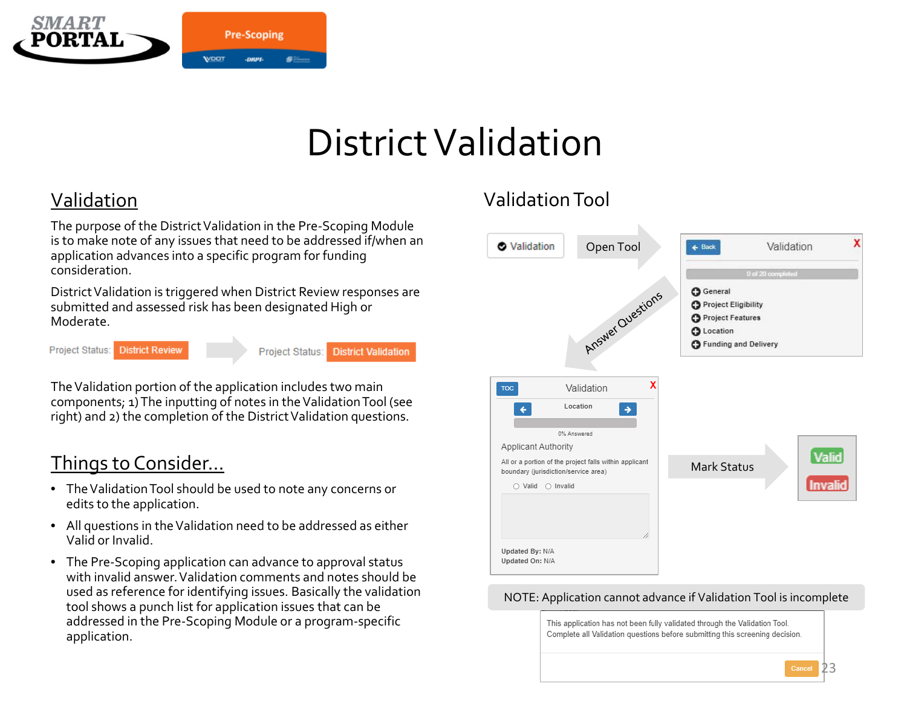# District Validation

## Validation

The purpose of the District Validation in the Pre-Scoping Module is to make note of any issues that need to be addressed if/when an application advances into a specific program for funding consideration.

District Validation is triggered when District Review responses are submitted and assessed risk has been designated High or Moderate.

Project Status: District Review → Project Status: District Validation

The Validation portion of the application includes two main components; 1) The inputting of notes in the Validation Tool (see right) and 2) the completion of the District Validation questions.

## Things to Consider...

- The Validation Tool should be used to note any concerns or edits to the application.
- All questions in the Validation need to be addressed as either Valid or Invalid.
- The Pre-Scoping application can advance to approval status with invalid answer. Validation comments and notes should be used as reference for identifying issues. Basically the validation tool shows a punch list for application issues that can be addressed in the Pre-Scoping Module or a program-specific application.

## Validation Tool

Validation → Open Tool

Validation — 0 of 20 completed
- General
- Project Eligibility
- Project Features
- Location
- Funding and Delivery

Answer Questions

Validation — Location — 0% Answered

Applicant Authority

All or a portion of the project falls within applicant boundary (jurisdiction/service area)

○ Valid ○ Invalid

Updated By: N/A
Updated On: N/A

Mark Status → Valid / Invalid

NOTE: Application cannot advance if Validation Tool is incomplete

This application has not been fully validated through the Validation Tool. Complete all Validation questions before submitting this screening decision.

Cancel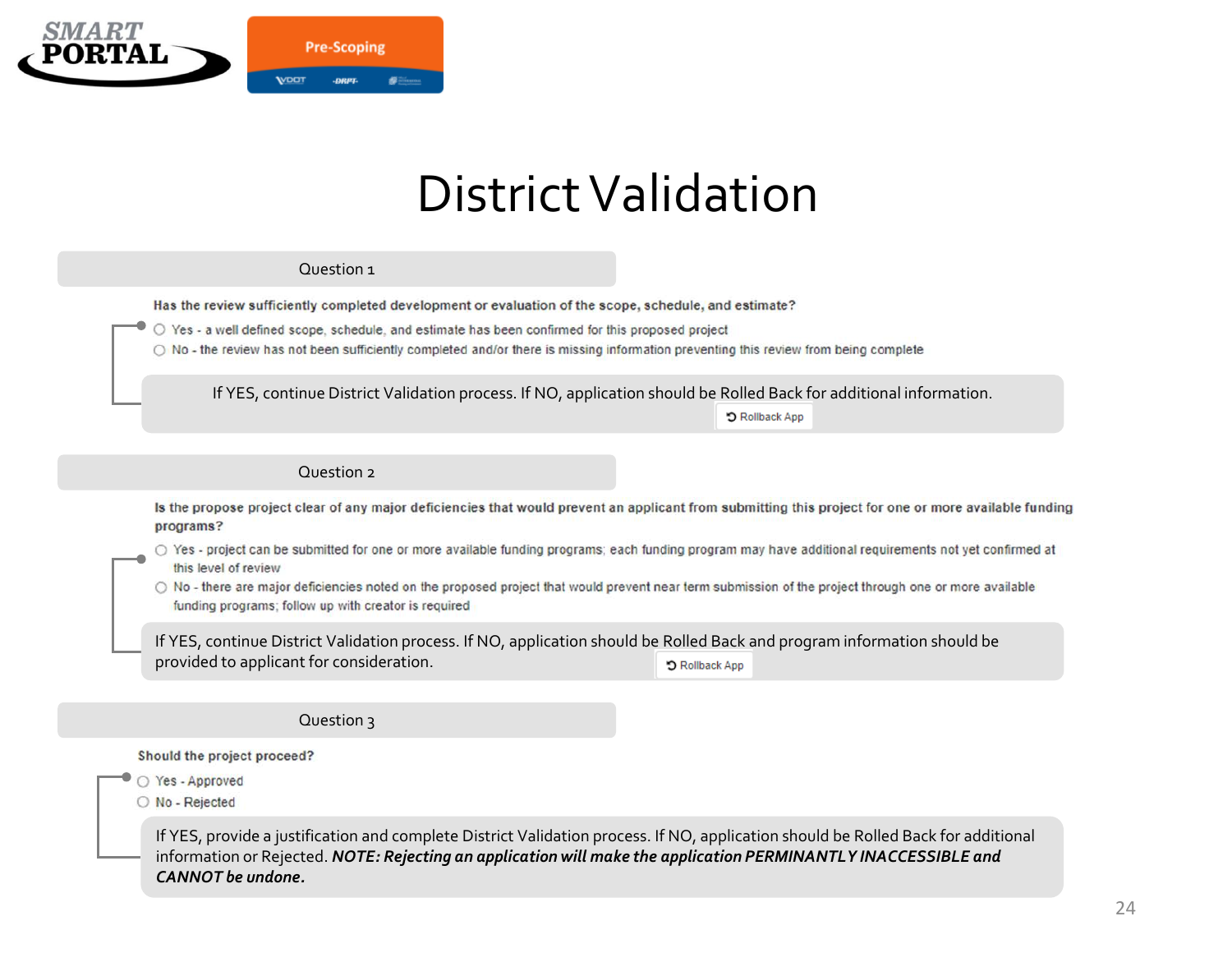# District Validation

## Question 1

**Has the review sufficiently completed development or evaluation of the scope, schedule, and estimate?**

- ○ Yes - a well defined scope, schedule, and estimate has been confirmed for this proposed project
- ○ No - the review has not been sufficiently completed and/or there is missing information preventing this review from being complete

If YES, continue District Validation process. If NO, application should be Rolled Back for additional information.

Rollback App

## Question 2

**Is the propose project clear of any major deficiencies that would prevent an applicant from submitting this project for one or more available funding programs?**

- ○ Yes - project can be submitted for one or more available funding programs; each funding program may have additional requirements not yet confirmed at this level of review
- ○ No - there are major deficiencies noted on the proposed project that would prevent near term submission of the project through one or more available funding programs; follow up with creator is required

If YES, continue District Validation process. If NO, application should be Rolled Back and program information should be provided to applicant for consideration.

Rollback App

## Question 3

**Should the project proceed?**

- ○ Yes - Approved
- ○ No - Rejected

If YES, provide a justification and complete District Validation process. If NO, application should be Rolled Back for additional information or Rejected. ***NOTE: Rejecting an application will make the application PERMINANTLY INACCESSIBLE and CANNOT be undone.***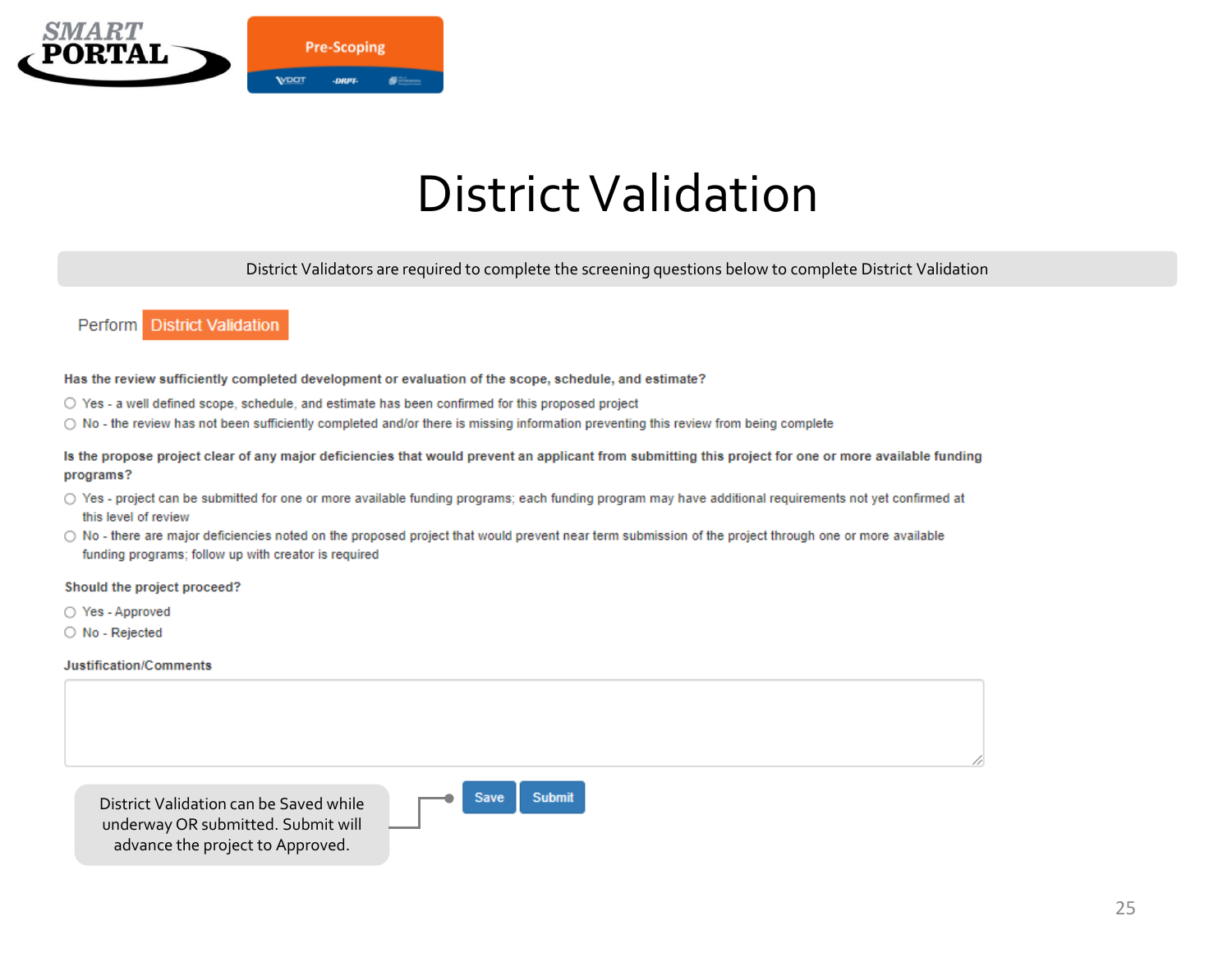# District Validation

District Validators are required to complete the screening questions below to complete District Validation

Perform **District Validation**

**Has the review sufficiently completed development or evaluation of the scope, schedule, and estimate?**

- ○ Yes - a well defined scope, schedule, and estimate has been confirmed for this proposed project
- ○ No - the review has not been sufficiently completed and/or there is missing information preventing this review from being complete

**Is the propose project clear of any major deficiencies that would prevent an applicant from submitting this project for one or more available funding programs?**

- ○ Yes - project can be submitted for one or more available funding programs; each funding program may have additional requirements not yet confirmed at this level of review
- ○ No - there are major deficiencies noted on the proposed project that would prevent near term submission of the project through one or more available funding programs; follow up with creator is required

**Should the project proceed?**

- ○ Yes - Approved
- ○ No - Rejected

**Justification/Comments**

Save | Submit

District Validation can be Saved while underway OR submitted. Submit will advance the project to Approved.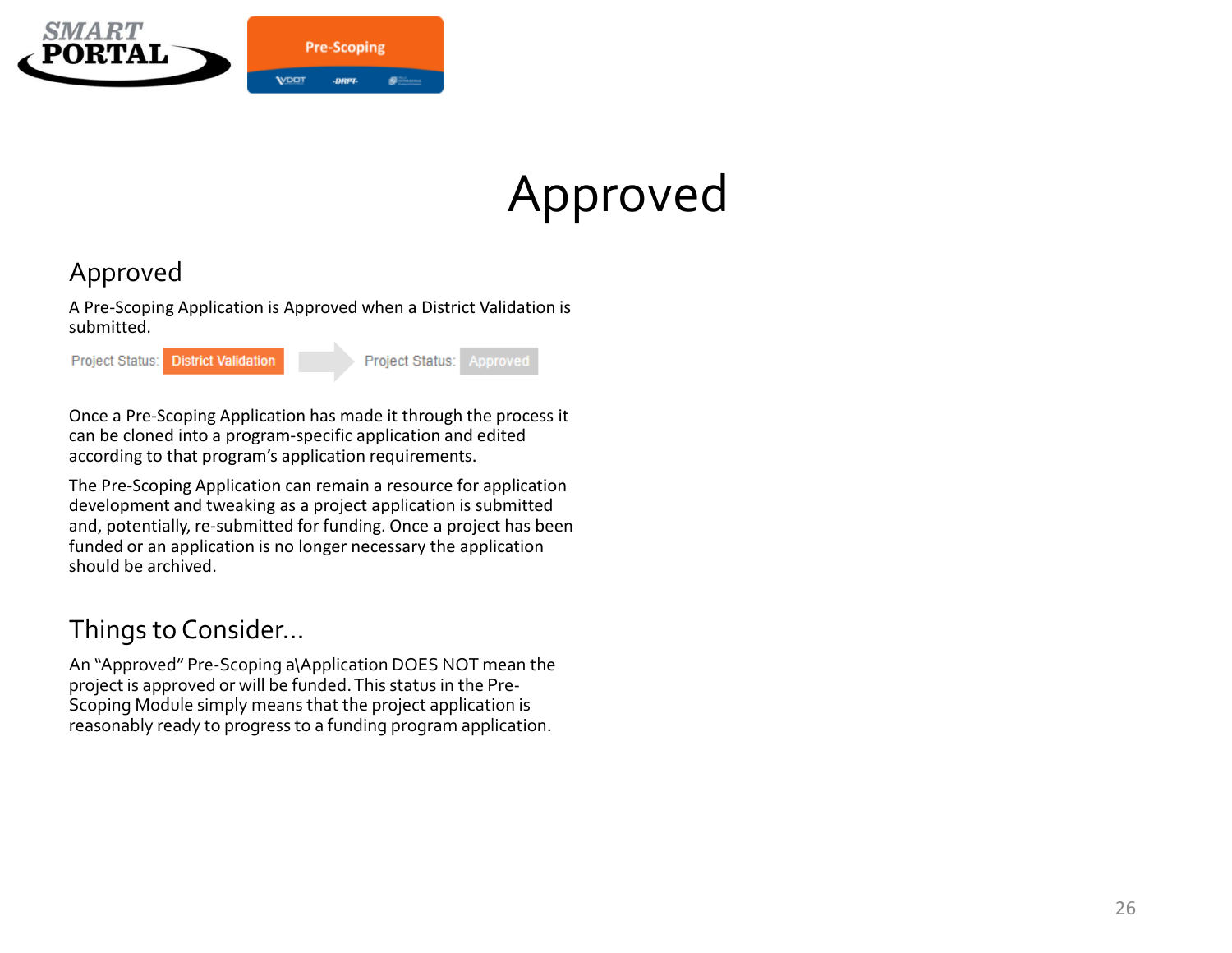# Approved

## Approved

A Pre-Scoping Application is Approved when a District Validation is submitted.

Project Status: District Validation → Project Status: Approved

Once a Pre-Scoping Application has made it through the process it can be cloned into a program-specific application and edited according to that program's application requirements.

The Pre-Scoping Application can remain a resource for application development and tweaking as a project application is submitted and, potentially, re-submitted for funding. Once a project has been funded or an application is no longer necessary the application should be archived.

## Things to Consider…

An "Approved" Pre-Scoping a\Application DOES NOT mean the project is approved or will be funded. This status in the Pre-Scoping Module simply means that the project application is reasonably ready to progress to a funding program application.